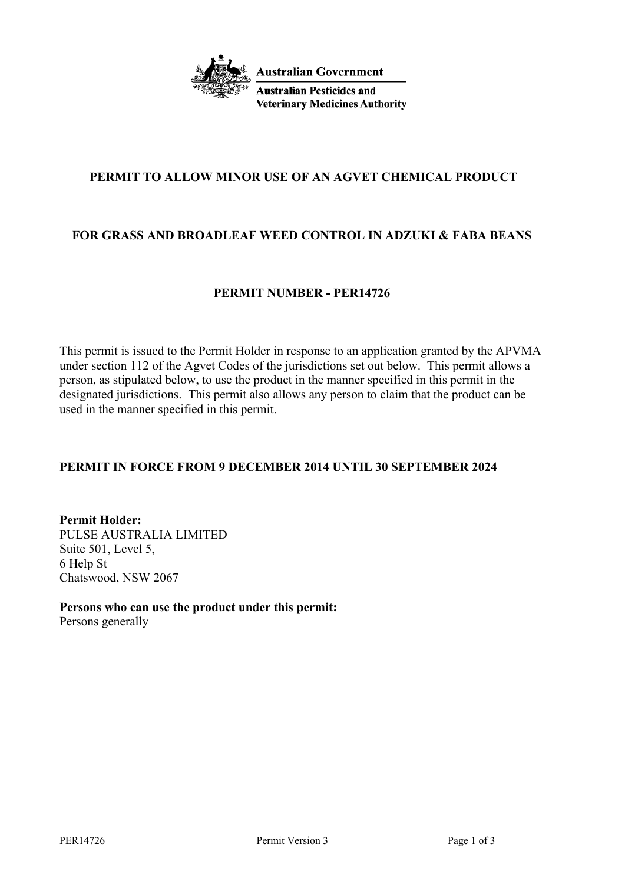Australian Government

Australian Pesticides and Veterinary Medicines Authority

# PERMIT TO ALLOW MINOR USE OF AN AGVET CHEMICAL PRODUCT

## FOR GRASS AND BROADLEAF WEED CONTROL IN ADZUKI & FABA BEANS

## PERMIT NUMBER - PER14726

This permit is issued to the Permit Holder in response to an application granted by the APVMA under section 112 of the Agvet Codes of the jurisdictions set out below. This permit allows a person, as stipulated below, to use the product in the manner specified in this permit in the designated jurisdictions. This permit also allows any person to claim that the product can be used in the manner specified in this permit.

**PERMIT IN FORCE FROM 9 DECEMBER 2014 UNTIL 30 SEPTEMBER 2024**

**Permit Holder:**
PULSE AUSTRALIA LIMITED
Suite 501, Level 5,
6 Help St
Chatswood, NSW 2067

**Persons who can use the product under this permit:**
Persons generally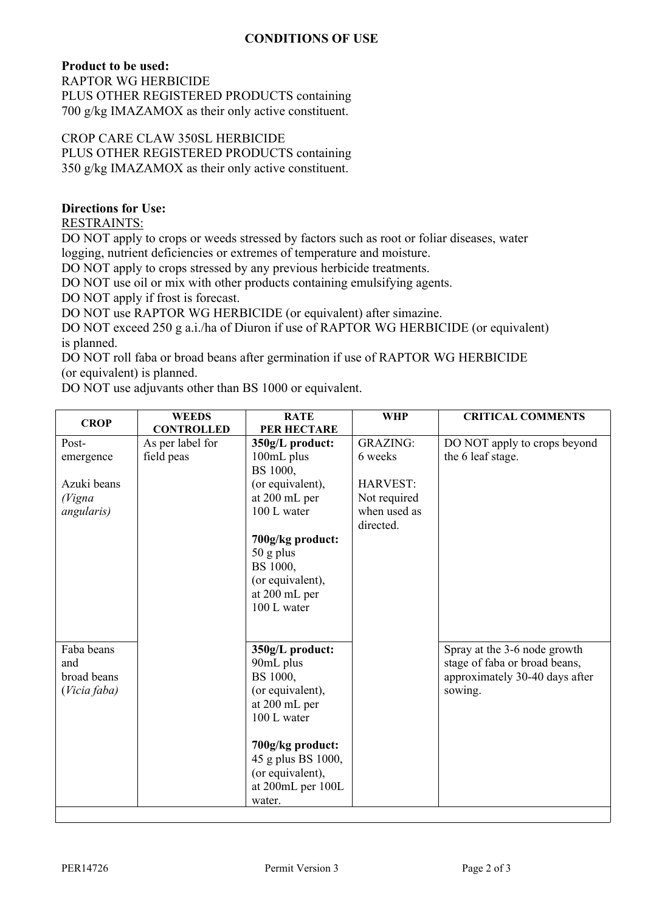## CONDITIONS OF USE

**Product to be used:**
RAPTOR WG HERBICIDE
PLUS OTHER REGISTERED PRODUCTS containing
700 g/kg IMAZAMOX as their only active constituent.

CROP CARE CLAW 350SL HERBICIDE
PLUS OTHER REGISTERED PRODUCTS containing
350 g/kg IMAZAMOX as their only active constituent.

**Directions for Use:**
RESTRAINTS:
DO NOT apply to crops or weeds stressed by factors such as root or foliar diseases, water logging, nutrient deficiencies or extremes of temperature and moisture.
DO NOT apply to crops stressed by any previous herbicide treatments.
DO NOT use oil or mix with other products containing emulsifying agents.
DO NOT apply if frost is forecast.
DO NOT use RAPTOR WG HERBICIDE (or equivalent) after simazine.
DO NOT exceed 250 g a.i./ha of Diuron if use of RAPTOR WG HERBICIDE (or equivalent) is planned.
DO NOT roll faba or broad beans after germination if use of RAPTOR WG HERBICIDE (or equivalent) is planned.
DO NOT use adjuvants other than BS 1000 or equivalent.

| CROP | WEEDS CONTROLLED | RATE PER HECTARE | WHP | CRITICAL COMMENTS |
|---|---|---|---|---|
| Post-emergence<br><br>Azuki beans *(Vigna angularis)* | As per label for field peas | **350g/L product:** 100mL plus BS 1000, (or equivalent), at 200 mL per 100 L water<br><br>**700g/kg product:** 50 g plus BS 1000, (or equivalent), at 200 mL per 100 L water | GRAZING: 6 weeks<br><br>HARVEST: Not required when used as directed. | DO NOT apply to crops beyond the 6 leaf stage. |
| Faba beans and broad beans (*Vicia faba*) | | **350g/L product:** 90mL plus BS 1000, (or equivalent), at 200 mL per 100 L water<br><br>**700g/kg product:** 45 g plus BS 1000, (or equivalent), at 200mL per 100L water. | | Spray at the 3-6 node growth stage of faba or broad beans, approximately 30-40 days after sowing. |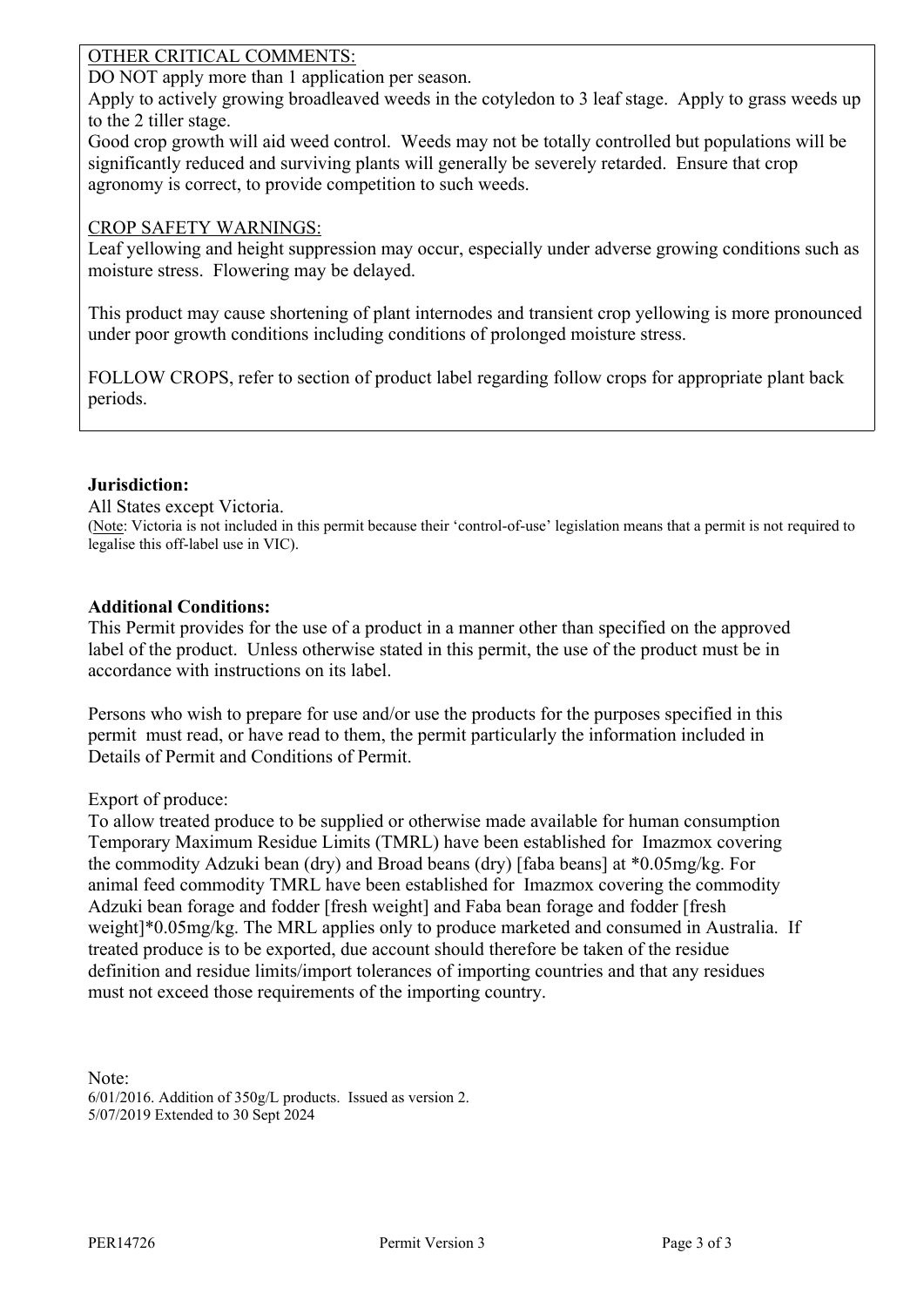OTHER CRITICAL COMMENTS:

DO NOT apply more than 1 application per season.

Apply to actively growing broadleaved weeds in the cotyledon to 3 leaf stage. Apply to grass weeds up to the 2 tiller stage.

Good crop growth will aid weed control. Weeds may not be totally controlled but populations will be significantly reduced and surviving plants will generally be severely retarded. Ensure that crop agronomy is correct, to provide competition to such weeds.

CROP SAFETY WARNINGS:

Leaf yellowing and height suppression may occur, especially under adverse growing conditions such as moisture stress. Flowering may be delayed.

This product may cause shortening of plant internodes and transient crop yellowing is more pronounced under poor growth conditions including conditions of prolonged moisture stress.

FOLLOW CROPS, refer to section of product label regarding follow crops for appropriate plant back periods.

**Jurisdiction:**

All States except Victoria.

(Note: Victoria is not included in this permit because their 'control-of-use' legislation means that a permit is not required to legalise this off-label use in VIC).

**Additional Conditions:**

This Permit provides for the use of a product in a manner other than specified on the approved label of the product. Unless otherwise stated in this permit, the use of the product must be in accordance with instructions on its label.

Persons who wish to prepare for use and/or use the products for the purposes specified in this permit must read, or have read to them, the permit particularly the information included in Details of Permit and Conditions of Permit.

Export of produce:

To allow treated produce to be supplied or otherwise made available for human consumption Temporary Maximum Residue Limits (TMRL) have been established for Imazmox covering the commodity Adzuki bean (dry) and Broad beans (dry) [faba beans] at *0.05mg/kg. For animal feed commodity TMRL have been established for Imazmox covering the commodity Adzuki bean forage and fodder [fresh weight] and Faba bean forage and fodder [fresh weight]*0.05mg/kg. The MRL applies only to produce marketed and consumed in Australia. If treated produce is to be exported, due account should therefore be taken of the residue definition and residue limits/import tolerances of importing countries and that any residues must not exceed those requirements of the importing country.

Note:

6/01/2016. Addition of 350g/L products. Issued as version 2.

5/07/2019 Extended to 30 Sept 2024